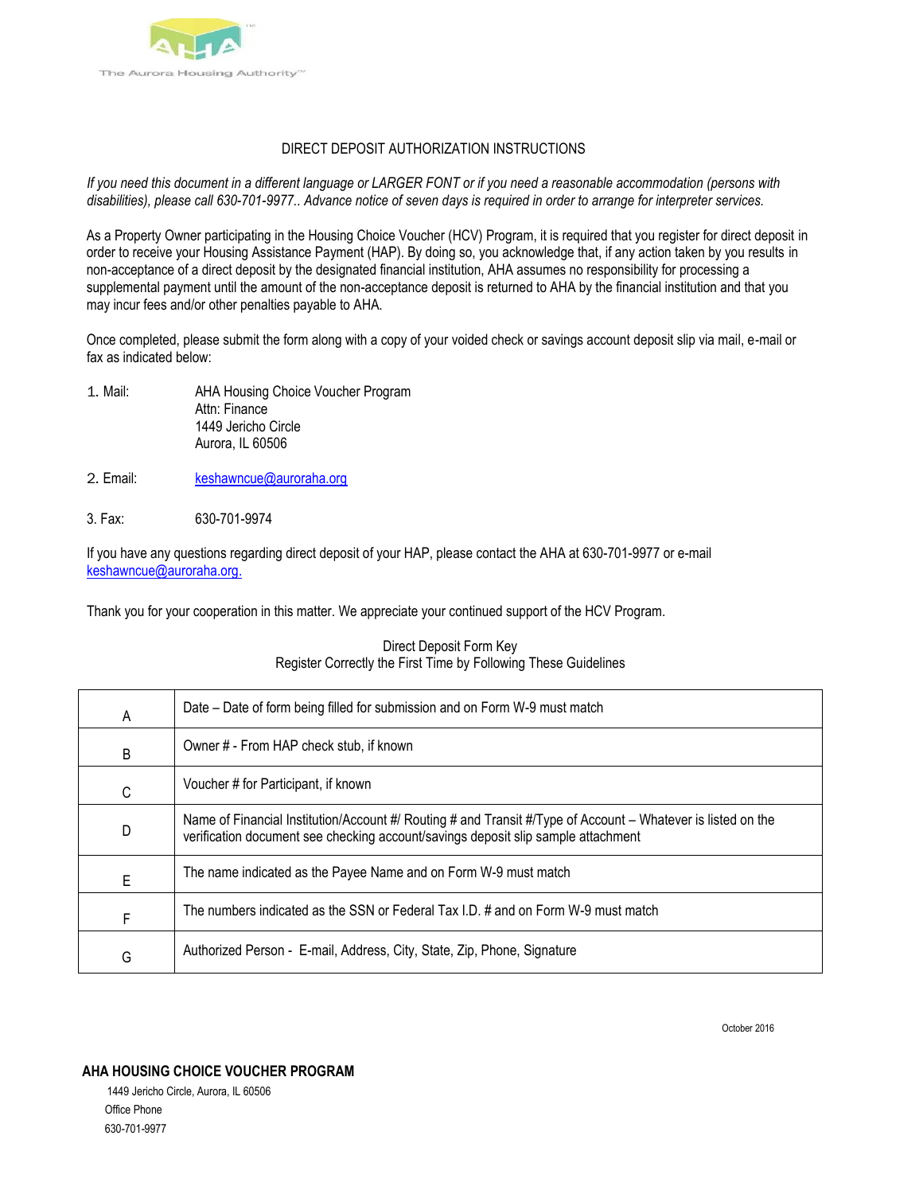The Aurora Housing Authority™

# DIRECT DEPOSIT AUTHORIZATION INSTRUCTIONS

*If you need this document in a different language or LARGER FONT or if you need a reasonable accommodation (persons with disabilities), please call 630-701-9977.. Advance notice of seven days is required in order to arrange for interpreter services.*

As a Property Owner participating in the Housing Choice Voucher (HCV) Program, it is required that you register for direct deposit in order to receive your Housing Assistance Payment (HAP). By doing so, you acknowledge that, if any action taken by you results in non-acceptance of a direct deposit by the designated financial institution, AHA assumes no responsibility for processing a supplemental payment until the amount of the non-acceptance deposit is returned to AHA by the financial institution and that you may incur fees and/or other penalties payable to AHA.

Once completed, please submit the form along with a copy of your voided check or savings account deposit slip via mail, e-mail or fax as indicated below:

1. Mail: AHA Housing Choice Voucher Program
   Attn: Finance
   1449 Jericho Circle
   Aurora, IL 60506

2. Email: keshawncue@auroraha.org

3. Fax: 630-701-9974

If you have any questions regarding direct deposit of your HAP, please contact the AHA at 630-701-9977 or e-mail keshawncue@auroraha.org.

Thank you for your cooperation in this matter. We appreciate your continued support of the HCV Program.

Direct Deposit Form Key
Register Correctly the First Time by Following These Guidelines

| | |
|---|---|
| A | Date – Date of form being filled for submission and on Form W-9 must match |
| B | Owner # - From HAP check stub, if known |
| C | Voucher # for Participant, if known |
| D | Name of Financial Institution/Account #/ Routing # and Transit #/Type of Account – Whatever is listed on the verification document see checking account/savings deposit slip sample attachment |
| E | The name indicated as the Payee Name and on Form W-9 must match |
| F | The numbers indicated as the SSN or Federal Tax I.D. # and on Form W-9 must match |
| G | Authorized Person - E-mail, Address, City, State, Zip, Phone, Signature |

October 2016

**AHA HOUSING CHOICE VOUCHER PROGRAM**
1449 Jericho Circle, Aurora, IL 60506
Office Phone
630-701-9977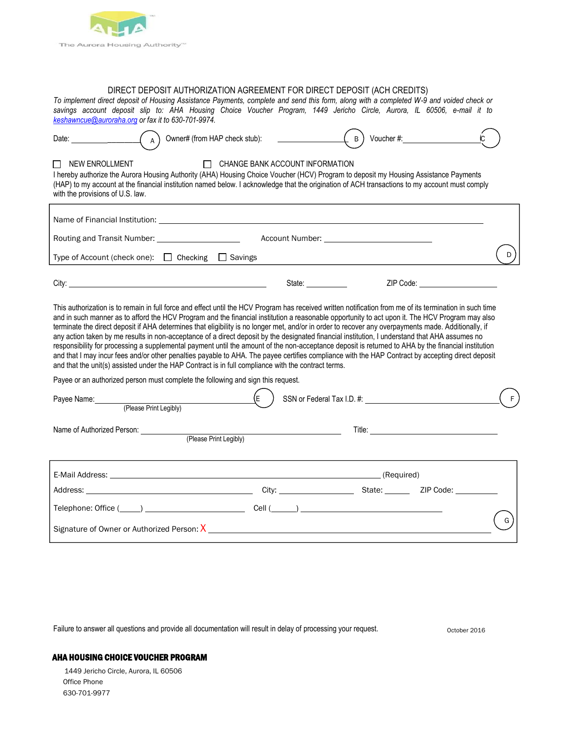The Aurora Housing Authority™

DIRECT DEPOSIT AUTHORIZATION AGREEMENT FOR DIRECT DEPOSIT (ACH CREDITS)

*To implement direct deposit of Housing Assistance Payments, complete and send this form, along with a completed W-9 and voided check or savings account deposit slip to: AHA Housing Choice Voucher Program, 1449 Jericho Circle, Aurora, IL 60506, e-mail it to keshawncue@auroraha.org or fax it to 630-701-9974.*

Date: ____________ (A) Owner# (from HAP check stub): ____________ (B) Voucher #: ____________ (C)

☐ NEW ENROLLMENT ☐ CHANGE BANK ACCOUNT INFORMATION

I hereby authorize the Aurora Housing Authority (AHA) Housing Choice Voucher (HCV) Program to deposit my Housing Assistance Payments (HAP) to my account at the financial institution named below. I acknowledge that the origination of ACH transactions to my account must comply with the provisions of U.S. law.

Name of Financial Institution: ____________________________________________

Routing and Transit Number: ____________ Account Number: ____________

Type of Account (check one): ☐ Checking ☐ Savings (D)

City: ____________________ State: ________ ZIP Code: ____________

This authorization is to remain in full force and effect until the HCV Program has received written notification from me of its termination in such time and in such manner as to afford the HCV Program and the financial institution a reasonable opportunity to act upon it. The HCV Program may also terminate the direct deposit if AHA determines that eligibility is no longer met, and/or in order to recover any overpayments made. Additionally, if any action taken by me results in non-acceptance of a direct deposit by the designated financial institution, I understand that AHA assumes no responsibility for processing a supplemental payment until the amount of the non-acceptance deposit is returned to AHA by the financial institution and that I may incur fees and/or other penalties payable to AHA. The payee certifies compliance with the HAP Contract by accepting direct deposit and that the unit(s) assisted under the HAP Contract is in full compliance with the contract terms.

Payee or an authorized person must complete the following and sign this request.

Payee Name: ____________________ (E) SSN or Federal Tax I.D. #: ____________________ (F)
(Please Print Legibly)

Name of Authorized Person: ____________________ Title: ____________________
(Please Print Legibly)

E-Mail Address: ____________________________________ (Required)

Address: ____________________ City: ____________ State: ______ ZIP Code: ________

Telephone: Office (_____) ____________ Cell (______) ____________

Signature of Owner or Authorized Person: X ____________________________________ (G)

Failure to answer all questions and provide all documentation will result in delay of processing your request.

October 2016

**AHA HOUSING CHOICE VOUCHER PROGRAM**

1449 Jericho Circle, Aurora, IL 60506
Office Phone
630-701-9977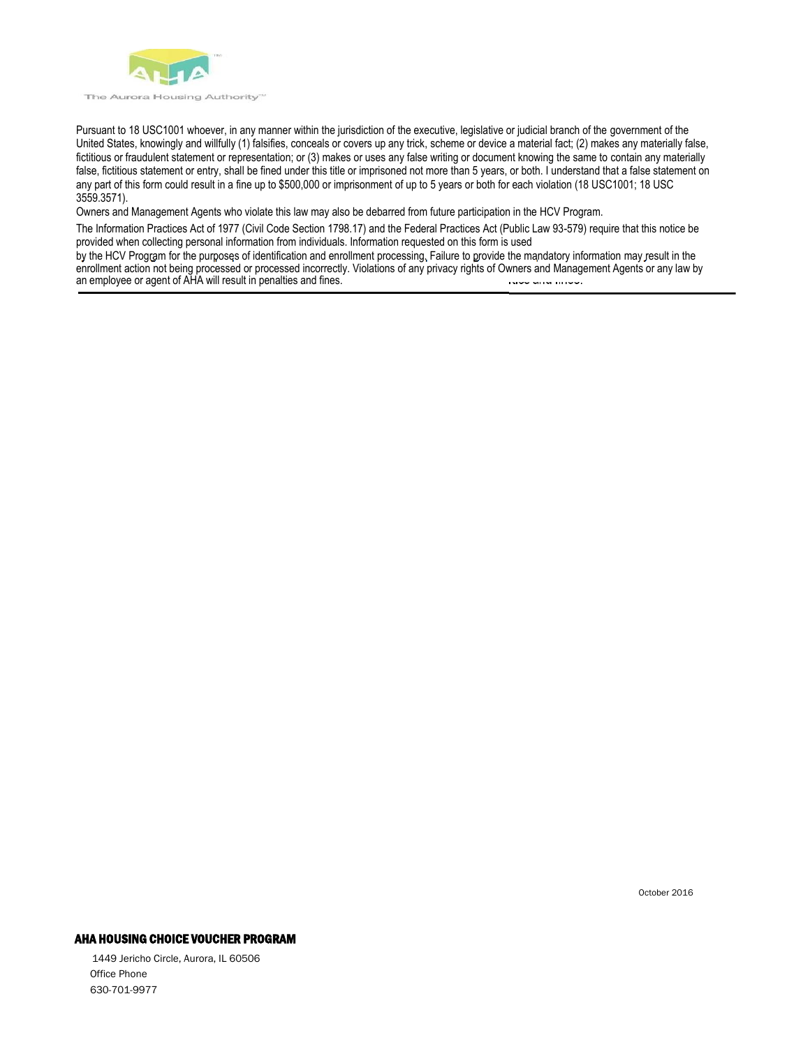Pursuant to 18 USC1001 whoever, in any manner within the jurisdiction of the executive, legislative or judicial branch of the government of the United States, knowingly and willfully (1) falsifies, conceals or covers up any trick, scheme or device a material fact; (2) makes any materially false, fictitious or fraudulent statement or representation; or (3) makes or uses any false writing or document knowing the same to contain any materially false, fictitious statement or entry, shall be fined under this title or imprisoned not more than 5 years, or both. I understand that a false statement on any part of this form could result in a fine up to $500,000 or imprisonment of up to 5 years or both for each violation (18 USC1001; 18 USC 3559.3571).

Owners and Management Agents who violate this law may also be debarred from future participation in the HCV Program.

The Information Practices Act of 1977 (Civil Code Section 1798.17) and the Federal Practices Act (Public Law 93-579) require that this notice be provided when collecting personal information from individuals. Information requested on this form is used by the HCV Program for the purposes of identification and enrollment processing. Failure to provide the mandatory information may result in the enrollment action not being processed or processed incorrectly. Violations of any privacy rights of Owners and Management Agents or any law by an employee or agent of AHA will result in penalties and fines.

October 2016

**AHA HOUSING CHOICE VOUCHER PROGRAM**

1449 Jericho Circle, Aurora, IL 60506

Office Phone

630-701-9977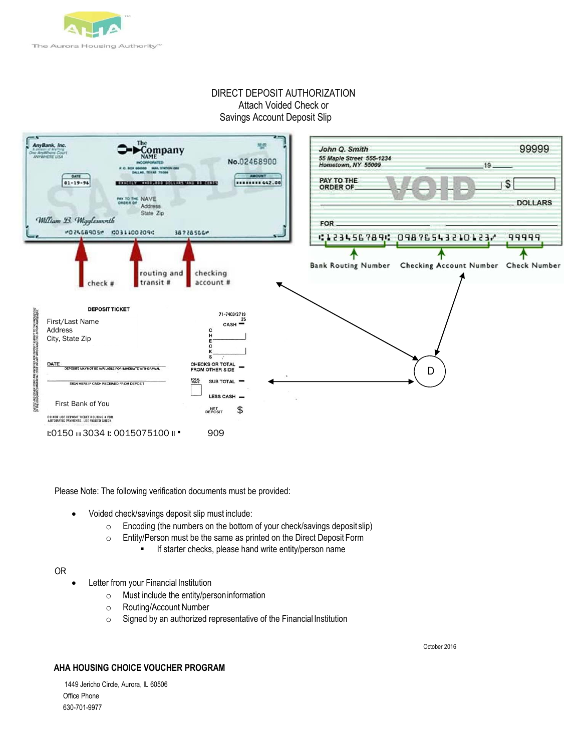The Aurora Housing Authority™

DIRECT DEPOSIT AUTHORIZATION
Attach Voided Check or
Savings Account Deposit Slip

check # | routing and transit # | checking account #

Bank Routing Number | Checking Account Number | Check Number

D

Please Note: The following verification documents must be provided:

- Voided check/savings deposit slip must include:
  - Encoding (the numbers on the bottom of your check/savings deposit slip)
  - Entity/Person must be the same as printed on the Direct Deposit Form
    - If starter checks, please hand write entity/person name

OR

- Letter from your Financial Institution
  - Must include the entity/person information
  - Routing/Account Number
  - Signed by an authorized representative of the Financial Institution

October 2016

**AHA HOUSING CHOICE VOUCHER PROGRAM**

1449 Jericho Circle, Aurora, IL 60506
Office Phone
630-701-9977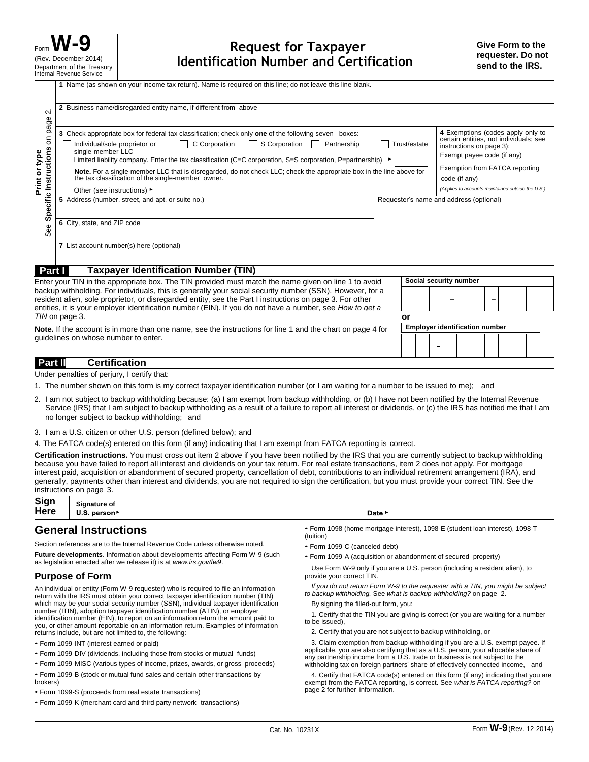Form **W-9**
(Rev. December 2014)
Department of the Treasury
Internal Revenue Service

# Request for Taxpayer Identification Number and Certification

**Give Form to the requester. Do not send to the IRS.**

Print or type
See **Specific Instructions** on page 2.

**1** Name (as shown on your income tax return). Name is required on this line; do not leave this line blank.

**2** Business name/disregarded entity name, if different from above

**3** Check appropriate box for federal tax classification; check only **one** of the following seven boxes:

☐ Individual/sole proprietor or single-member LLC ☐ C Corporation ☐ S Corporation ☐ Partnership ☐ Trust/estate

☐ Limited liability company. Enter the tax classification (C=C corporation, S=S corporation, P=partnership) ▸

**Note.** For a single-member LLC that is disregarded, do not check LLC; check the appropriate box in the line above for the tax classification of the single-member owner.

☐ Other (see instructions) ▸

**4** Exemptions (codes apply only to certain entities, not individuals; see instructions on page 3):

Exempt payee code (if any)

Exemption from FATCA reporting code (if any)

*(Applies to accounts maintained outside the U.S.)*

**5** Address (number, street, and apt. or suite no.)

Requester's name and address (optional)

**6** City, state, and ZIP code

**7** List account number(s) here (optional)

## Part I Taxpayer Identification Number (TIN)

Enter your TIN in the appropriate box. The TIN provided must match the name given on line 1 to avoid backup withholding. For individuals, this is generally your social security number (SSN). However, for a resident alien, sole proprietor, or disregarded entity, see the Part I instructions on page 3. For other entities, it is your employer identification number (EIN). If you do not have a number, see *How to get a TIN* on page 3.

**Note.** If the account is in more than one name, see the instructions for line 1 and the chart on page 4 for guidelines on whose number to enter.

**Social security number**

| | | | – | | | – | | | | |
|---|---|---|---|---|---|---|---|---|---|---|

or

**Employer identification number**

| | | – | | | | | | | |
|---|---|---|---|---|---|---|---|---|---|

## Part II Certification

Under penalties of perjury, I certify that:

1. The number shown on this form is my correct taxpayer identification number (or I am waiting for a number to be issued to me); and
2. I am not subject to backup withholding because: (a) I am exempt from backup withholding, or (b) I have not been notified by the Internal Revenue Service (IRS) that I am subject to backup withholding as a result of a failure to report all interest or dividends, or (c) the IRS has notified me that I am no longer subject to backup withholding; and
3. I am a U.S. citizen or other U.S. person (defined below); and
4. The FATCA code(s) entered on this form (if any) indicating that I am exempt from FATCA reporting is correct.

**Certification instructions.** You must cross out item 2 above if you have been notified by the IRS that you are currently subject to backup withholding because you have failed to report all interest and dividends on your tax return. For real estate transactions, item 2 does not apply. For mortgage interest paid, acquisition or abandonment of secured property, cancellation of debt, contributions to an individual retirement arrangement (IRA), and generally, payments other than interest and dividends, you are not required to sign the certification, but you must provide your correct TIN. See the instructions on page 3.

**Sign Here** **Signature of U.S. person** ▸ **Date** ▸

## General Instructions

Section references are to the Internal Revenue Code unless otherwise noted.

**Future developments**. Information about developments affecting Form W-9 (such as legislation enacted after we release it) is at *www.irs.gov/fw9*.

### Purpose of Form

An individual or entity (Form W-9 requester) who is required to file an information return with the IRS must obtain your correct taxpayer identification number (TIN) which may be your social security number (SSN), individual taxpayer identification number (ITIN), adoption taxpayer identification number (ATIN), or employer identification number (EIN), to report on an information return the amount paid to you, or other amount reportable on an information return. Examples of information returns include, but are not limited to, the following:

- Form 1099-INT (interest earned or paid)
- Form 1099-DIV (dividends, including those from stocks or mutual funds)
- Form 1099-MISC (various types of income, prizes, awards, or gross proceeds)
- Form 1099-B (stock or mutual fund sales and certain other transactions by brokers)
- Form 1099-S (proceeds from real estate transactions)
- Form 1099-K (merchant card and third party network transactions)
- Form 1098 (home mortgage interest), 1098-E (student loan interest), 1098-T (tuition)
- Form 1099-C (canceled debt)
- Form 1099-A (acquisition or abandonment of secured property)

Use Form W-9 only if you are a U.S. person (including a resident alien), to provide your correct TIN.

*If you do not return Form W-9 to the requester with a TIN, you might be subject to backup withholding.* See *what is backup withholding?* on page 2.

By signing the filled-out form, you:

1. Certify that the TIN you are giving is correct (or you are waiting for a number to be issued),
2. Certify that you are not subject to backup withholding, or
3. Claim exemption from backup withholding if you are a U.S. exempt payee. If applicable, you are also certifying that as a U.S. person, your allocable share of any partnership income from a U.S. trade or business is not subject to the withholding tax on foreign partners' share of effectively connected income, and
4. Certify that FATCA code(s) entered on this form (if any) indicating that you are exempt from the FATCA reporting, is correct. See *what is FATCA reporting?* on page 2 for further information.

Cat. No. 10231X Form **W-9** (Rev. 12-2014)